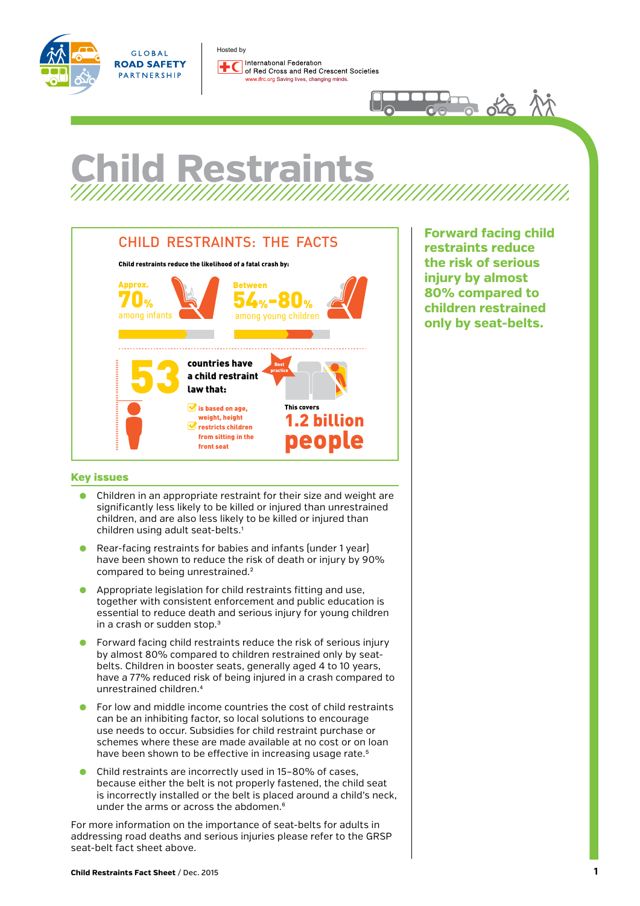GLOBAL ROAD SAFETY PARTNERSHIP

Hosted by International Federation of Red Cross and Red Crescent Societies

www.ifrc.org Saving lives, changing minds.

# Child Restraints

## CHILD RESTRAINTS: THE FACTS

**Child restraints reduce the likelihood of a fatal crash by:**

Approx. **70%** among infants

Between **54%–80%** among young children

**53** countries have a child restraint law that:

- is based on age, weight, height
- restricts children from sitting in the front seat

Best practice

This covers **1.2 billion people**

**Forward facing child restraints reduce the risk of serious injury by almost 80% compared to children restrained only by seat-belts.**

## Key issues

- Children in an appropriate restraint for their size and weight are significantly less likely to be killed or injured than unrestrained children, and are also less likely to be killed or injured than children using adult seat-belts.[1]
- Rear-facing restraints for babies and infants (under 1 year) have been shown to reduce the risk of death or injury by 90% compared to being unrestrained.[2]
- Appropriate legislation for child restraints fitting and use, together with consistent enforcement and public education is essential to reduce death and serious injury for young children in a crash or sudden stop.[3]
- Forward facing child restraints reduce the risk of serious injury by almost 80% compared to children restrained only by seat-belts. Children in booster seats, generally aged 4 to 10 years, have a 77% reduced risk of being injured in a crash compared to unrestrained children.[4]
- For low and middle income countries the cost of child restraints can be an inhibiting factor, so local solutions to encourage use needs to occur. Subsidies for child restraint purchase or schemes where these are made available at no cost or on loan have been shown to be effective in increasing usage rate.[5]
- Child restraints are incorrectly used in 15–80% of cases, because either the belt is not properly fastened, the child seat is incorrectly installed or the belt is placed around a child's neck, under the arms or across the abdomen.[6]

For more information on the importance of seat-belts for adults in addressing road deaths and serious injuries please refer to the GRSP seat-belt fact sheet above.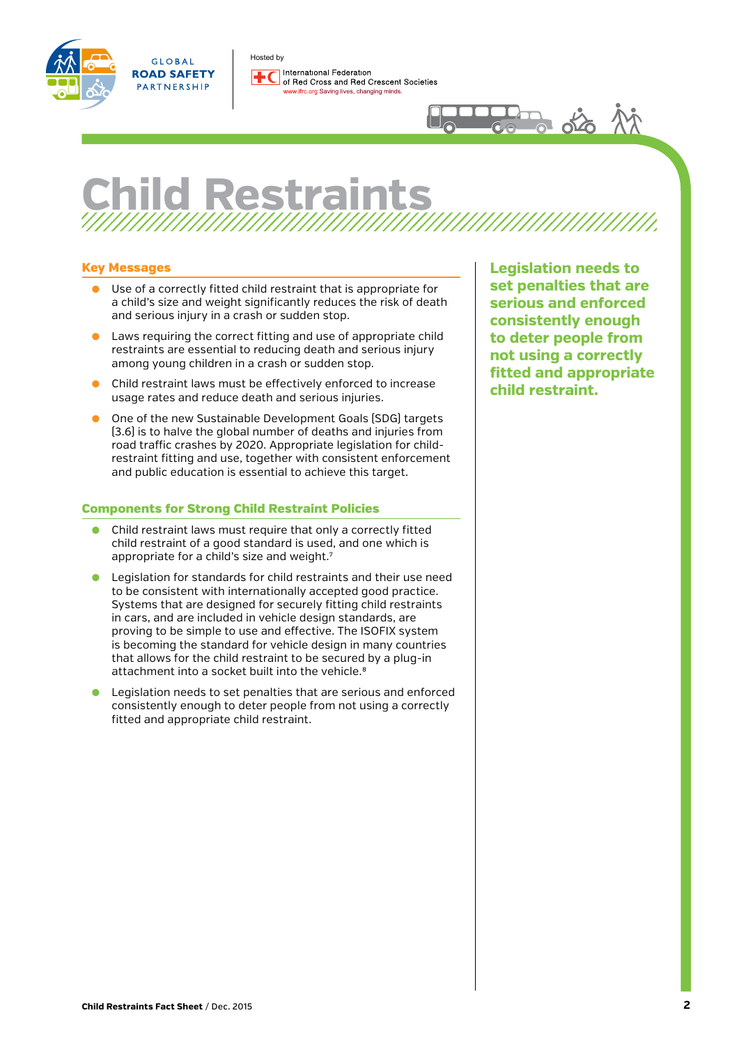# Child Restraints

## Key Messages

- Use of a correctly fitted child restraint that is appropriate for a child's size and weight significantly reduces the risk of death and serious injury in a crash or sudden stop.
- Laws requiring the correct fitting and use of appropriate child restraints are essential to reducing death and serious injury among young children in a crash or sudden stop.
- Child restraint laws must be effectively enforced to increase usage rates and reduce death and serious injuries.
- One of the new Sustainable Development Goals [SDG] targets [3.6] is to halve the global number of deaths and injuries from road traffic crashes by 2020. Appropriate legislation for child-restraint fitting and use, together with consistent enforcement and public education is essential to achieve this target.

## Components for Strong Child Restraint Policies

- Child restraint laws must require that only a correctly fitted child restraint of a good standard is used, and one which is appropriate for a child's size and weight.[7]
- Legislation for standards for child restraints and their use need to be consistent with internationally accepted good practice. Systems that are designed for securely fitting child restraints in cars, and are included in vehicle design standards, are proving to be simple to use and effective. The ISOFIX system is becoming the standard for vehicle design in many countries that allows for the child restraint to be secured by a plug-in attachment into a socket built into the vehicle.[8]
- Legislation needs to set penalties that are serious and enforced consistently enough to deter people from not using a correctly fitted and appropriate child restraint.

**Legislation needs to set penalties that are serious and enforced consistently enough to deter people from not using a correctly fitted and appropriate child restraint.**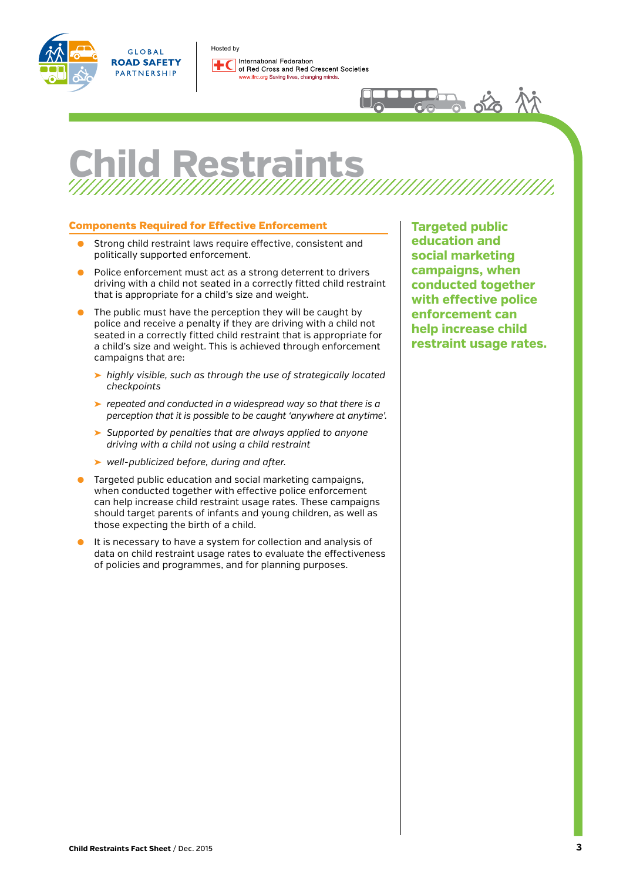# Child Restraints

## Components Required for Effective Enforcement

- Strong child restraint laws require effective, consistent and politically supported enforcement.
- Police enforcement must act as a strong deterrent to drivers driving with a child not seated in a correctly fitted child restraint that is appropriate for a child's size and weight.
- The public must have the perception they will be caught by police and receive a penalty if they are driving with a child not seated in a correctly fitted child restraint that is appropriate for a child's size and weight. This is achieved through enforcement campaigns that are:
  - *highly visible, such as through the use of strategically located checkpoints*
  - *repeated and conducted in a widespread way so that there is a perception that it is possible to be caught 'anywhere at anytime'.*
  - *Supported by penalties that are always applied to anyone driving with a child not using a child restraint*
  - *well-publicized before, during and after.*
- Targeted public education and social marketing campaigns, when conducted together with effective police enforcement can help increase child restraint usage rates. These campaigns should target parents of infants and young children, as well as those expecting the birth of a child.
- It is necessary to have a system for collection and analysis of data on child restraint usage rates to evaluate the effectiveness of policies and programmes, and for planning purposes.

**Targeted public education and social marketing campaigns, when conducted together with effective police enforcement can help increase child restraint usage rates.**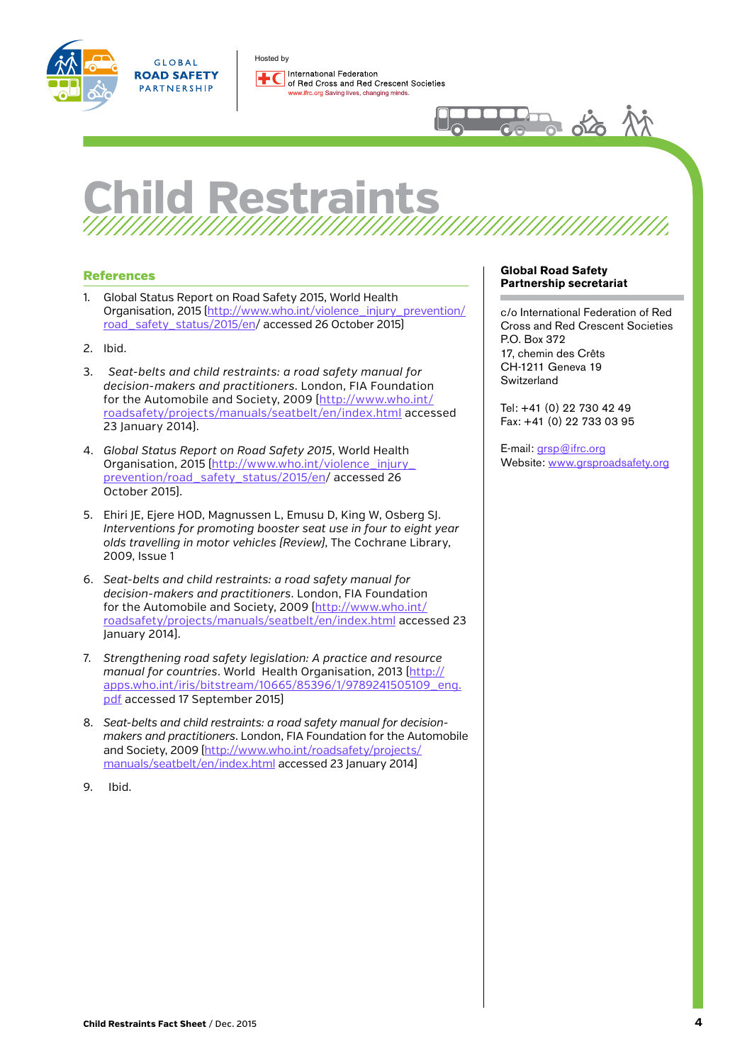# Child Restraints

## References

1. Global Status Report on Road Safety 2015, World Health Organisation, 2015 [http://www.who.int/violence_injury_prevention/road_safety_status/2015/en/ accessed 26 October 2015]
2. Ibid.
3. *Seat-belts and child restraints: a road safety manual for decision-makers and practitioners*. London, FIA Foundation for the Automobile and Society, 2009 [http://www.who.int/roadsafety/projects/manuals/seatbelt/en/index.html accessed 23 January 2014].
4. *Global Status Report on Road Safety 2015*, World Health Organisation, 2015 [http://www.who.int/violence_injury_prevention/road_safety_status/2015/en/ accessed 26 October 2015].
5. Ehiri JE, Ejere HOD, Magnussen L, Emusu D, King W, Osberg SJ. *Interventions for promoting booster seat use in four to eight year olds travelling in motor vehicles (Review)*, The Cochrane Library, 2009, Issue 1
6. *Seat-belts and child restraints: a road safety manual for decision-makers and practitioners*. London, FIA Foundation for the Automobile and Society, 2009 [http://www.who.int/roadsafety/projects/manuals/seatbelt/en/index.html accessed 23 January 2014].
7. *Strengthening road safety legislation: A practice and resource manual for countries*. World Health Organisation, 2013 [http://apps.who.int/iris/bitstream/10665/85396/1/9789241505109_eng.pdf accessed 17 September 2015]
8. *Seat-belts and child restraints: a road safety manual for decision-makers and practitioners*. London, FIA Foundation for the Automobile and Society, 2009 [http://www.who.int/roadsafety/projects/manuals/seatbelt/en/index.html accessed 23 January 2014]
9. Ibid.

**Global Road Safety Partnership secretariat**

c/o International Federation of Red Cross and Red Crescent Societies
P.O. Box 372
17, chemin des Crêts
CH-1211 Geneva 19
Switzerland

Tel: +41 (0) 22 730 42 49
Fax: +41 (0) 22 733 03 95

E-mail: grsp@ifrc.org
Website: www.grsproadsafety.org

**Child Restraints Fact Sheet** / Dec. 2015